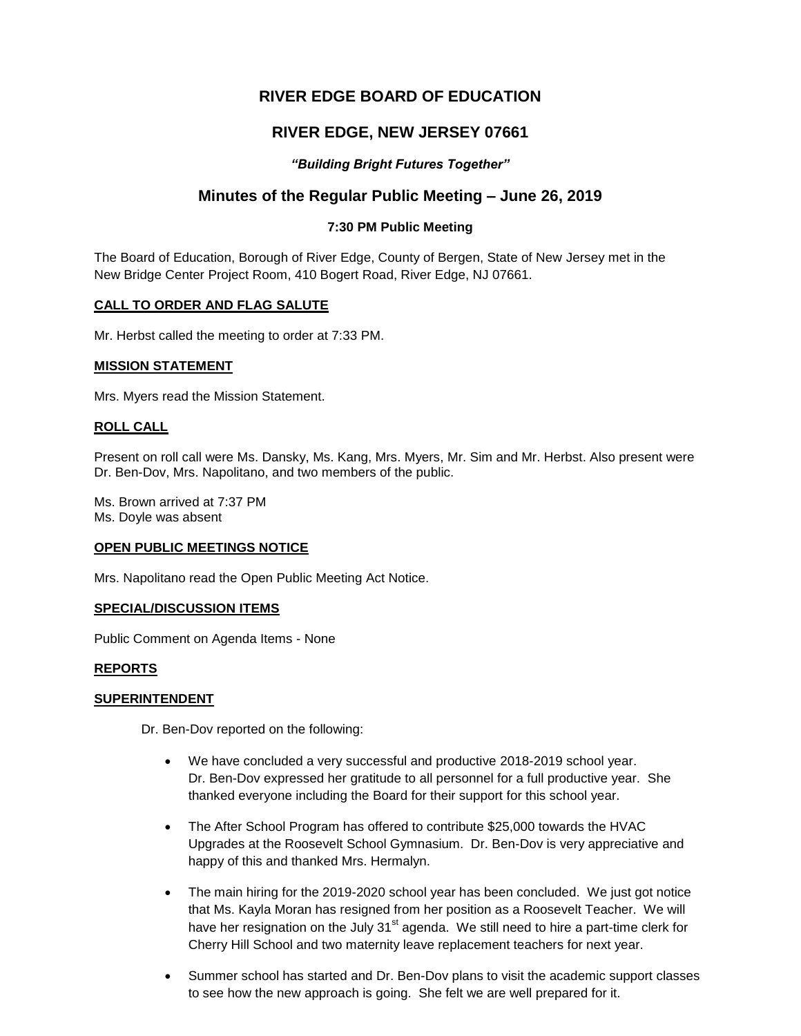# RIVER EDGE BOARD OF EDUCATION

## RIVER EDGE, NEW JERSEY 07661

### *"Building Bright Futures Together"*

## Minutes of the Regular Public Meeting – June 26, 2019

#### 7:30 PM Public Meeting

The Board of Education, Borough of River Edge, County of Bergen, State of New Jersey met in the New Bridge Center Project Room, 410 Bogert Road, River Edge, NJ 07661.

**CALL TO ORDER AND FLAG SALUTE**

Mr. Herbst called the meeting to order at 7:33 PM.

**MISSION STATEMENT**

Mrs. Myers read the Mission Statement.

**ROLL CALL**

Present on roll call were Ms. Dansky, Ms. Kang, Mrs. Myers, Mr. Sim and Mr. Herbst. Also present were Dr. Ben-Dov, Mrs. Napolitano, and two members of the public.

Ms. Brown arrived at 7:37 PM
Ms. Doyle was absent

**OPEN PUBLIC MEETINGS NOTICE**

Mrs. Napolitano read the Open Public Meeting Act Notice.

**SPECIAL/DISCUSSION ITEMS**

Public Comment on Agenda Items - None

**REPORTS**

**SUPERINTENDENT**

Dr. Ben-Dov reported on the following:

- We have concluded a very successful and productive 2018-2019 school year. Dr. Ben-Dov expressed her gratitude to all personnel for a full productive year. She thanked everyone including the Board for their support for this school year.
- The After School Program has offered to contribute $25,000 towards the HVAC Upgrades at the Roosevelt School Gymnasium. Dr. Ben-Dov is very appreciative and happy of this and thanked Mrs. Hermalyn.
- The main hiring for the 2019-2020 school year has been concluded. We just got notice that Ms. Kayla Moran has resigned from her position as a Roosevelt Teacher. We will have her resignation on the July 31st agenda. We still need to hire a part-time clerk for Cherry Hill School and two maternity leave replacement teachers for next year.
- Summer school has started and Dr. Ben-Dov plans to visit the academic support classes to see how the new approach is going. She felt we are well prepared for it.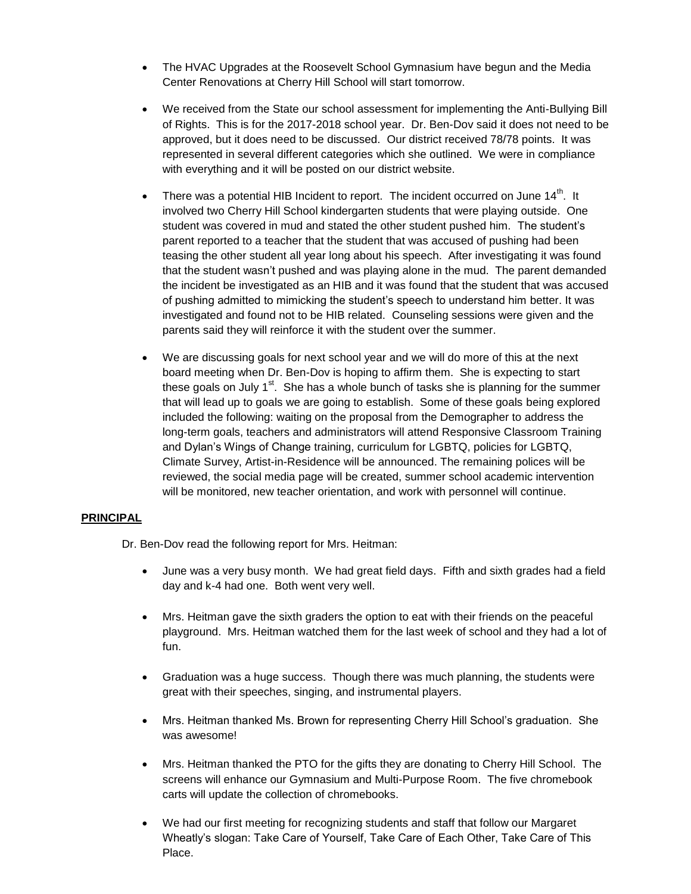- The HVAC Upgrades at the Roosevelt School Gymnasium have begun and the Media Center Renovations at Cherry Hill School will start tomorrow.

- We received from the State our school assessment for implementing the Anti-Bullying Bill of Rights. This is for the 2017-2018 school year. Dr. Ben-Dov said it does not need to be approved, but it does need to be discussed. Our district received 78/78 points. It was represented in several different categories which she outlined. We were in compliance with everything and it will be posted on our district website.

- There was a potential HIB Incident to report. The incident occurred on June 14th. It involved two Cherry Hill School kindergarten students that were playing outside. One student was covered in mud and stated the other student pushed him. The student's parent reported to a teacher that the student that was accused of pushing had been teasing the other student all year long about his speech. After investigating it was found that the student wasn't pushed and was playing alone in the mud. The parent demanded the incident be investigated as an HIB and it was found that the student that was accused of pushing admitted to mimicking the student's speech to understand him better. It was investigated and found not to be HIB related. Counseling sessions were given and the parents said they will reinforce it with the student over the summer.

- We are discussing goals for next school year and we will do more of this at the next board meeting when Dr. Ben-Dov is hoping to affirm them. She is expecting to start these goals on July 1st. She has a whole bunch of tasks she is planning for the summer that will lead up to goals we are going to establish. Some of these goals being explored included the following: waiting on the proposal from the Demographer to address the long-term goals, teachers and administrators will attend Responsive Classroom Training and Dylan's Wings of Change training, curriculum for LGBTQ, policies for LGBTQ, Climate Survey, Artist-in-Residence will be announced. The remaining polices will be reviewed, the social media page will be created, summer school academic intervention will be monitored, new teacher orientation, and work with personnel will continue.

**PRINCIPAL**

Dr. Ben-Dov read the following report for Mrs. Heitman:

- June was a very busy month. We had great field days. Fifth and sixth grades had a field day and k-4 had one. Both went very well.

- Mrs. Heitman gave the sixth graders the option to eat with their friends on the peaceful playground. Mrs. Heitman watched them for the last week of school and they had a lot of fun.

- Graduation was a huge success. Though there was much planning, the students were great with their speeches, singing, and instrumental players.

- Mrs. Heitman thanked Ms. Brown for representing Cherry Hill School's graduation. She was awesome!

- Mrs. Heitman thanked the PTO for the gifts they are donating to Cherry Hill School. The screens will enhance our Gymnasium and Multi-Purpose Room. The five chromebook carts will update the collection of chromebooks.

- We had our first meeting for recognizing students and staff that follow our Margaret Wheatly's slogan: Take Care of Yourself, Take Care of Each Other, Take Care of This Place.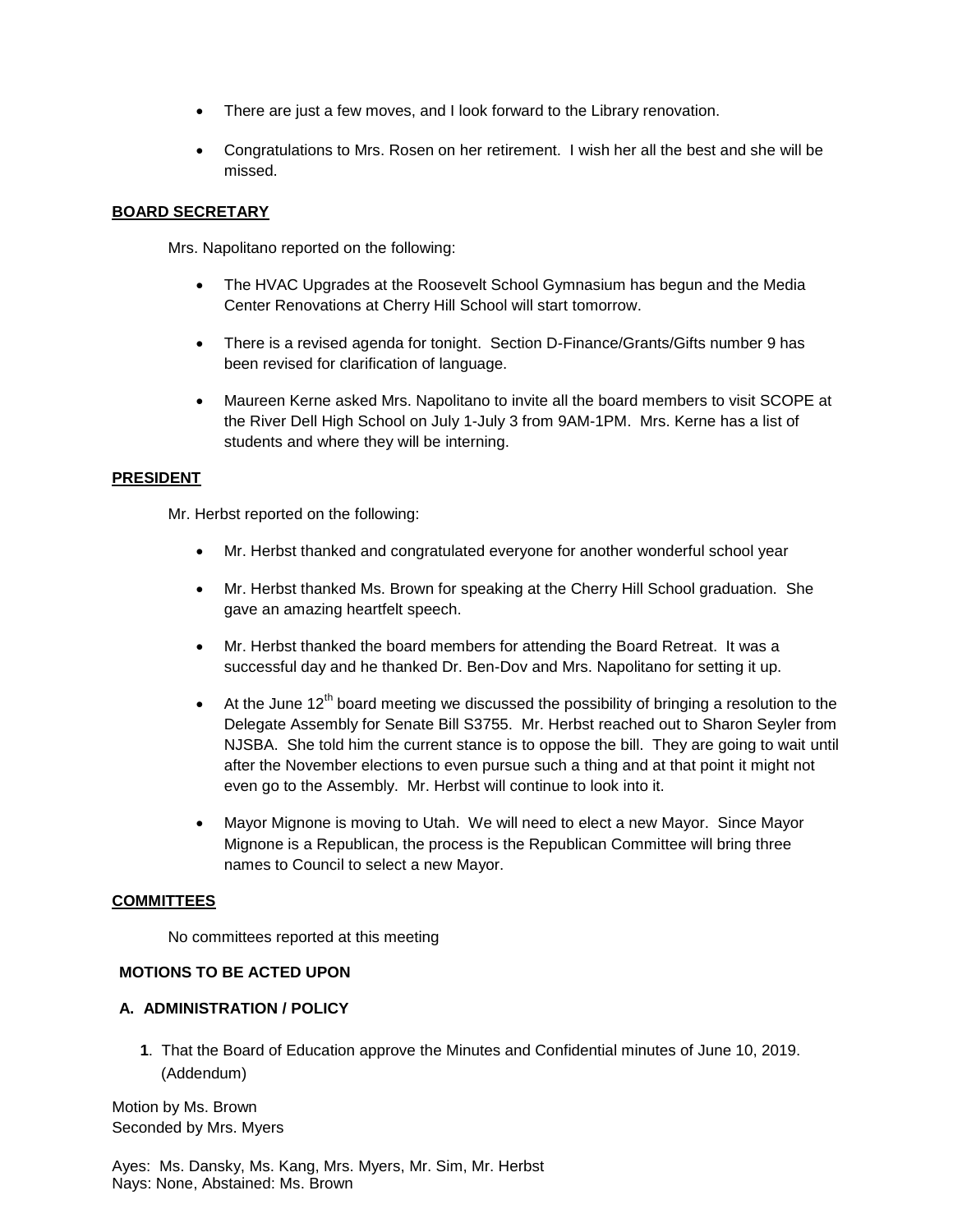- There are just a few moves, and I look forward to the Library renovation.
- Congratulations to Mrs. Rosen on her retirement. I wish her all the best and she will be missed.

**BOARD SECRETARY**

Mrs. Napolitano reported on the following:

- The HVAC Upgrades at the Roosevelt School Gymnasium has begun and the Media Center Renovations at Cherry Hill School will start tomorrow.
- There is a revised agenda for tonight. Section D-Finance/Grants/Gifts number 9 has been revised for clarification of language.
- Maureen Kerne asked Mrs. Napolitano to invite all the board members to visit SCOPE at the River Dell High School on July 1-July 3 from 9AM-1PM. Mrs. Kerne has a list of students and where they will be interning.

**PRESIDENT**

Mr. Herbst reported on the following:

- Mr. Herbst thanked and congratulated everyone for another wonderful school year
- Mr. Herbst thanked Ms. Brown for speaking at the Cherry Hill School graduation. She gave an amazing heartfelt speech.
- Mr. Herbst thanked the board members for attending the Board Retreat. It was a successful day and he thanked Dr. Ben-Dov and Mrs. Napolitano for setting it up.
- At the June 12th board meeting we discussed the possibility of bringing a resolution to the Delegate Assembly for Senate Bill S3755. Mr. Herbst reached out to Sharon Seyler from NJSBA. She told him the current stance is to oppose the bill. They are going to wait until after the November elections to even pursue such a thing and at that point it might not even go to the Assembly. Mr. Herbst will continue to look into it.
- Mayor Mignone is moving to Utah. We will need to elect a new Mayor. Since Mayor Mignone is a Republican, the process is the Republican Committee will bring three names to Council to select a new Mayor.

**COMMITTEES**

No committees reported at this meeting

**MOTIONS TO BE ACTED UPON**

**A. ADMINISTRATION / POLICY**

**1**. That the Board of Education approve the Minutes and Confidential minutes of June 10, 2019. (Addendum)

Motion by Ms. Brown
Seconded by Mrs. Myers

Ayes: Ms. Dansky, Ms. Kang, Mrs. Myers, Mr. Sim, Mr. Herbst
Nays: None, Abstained: Ms. Brown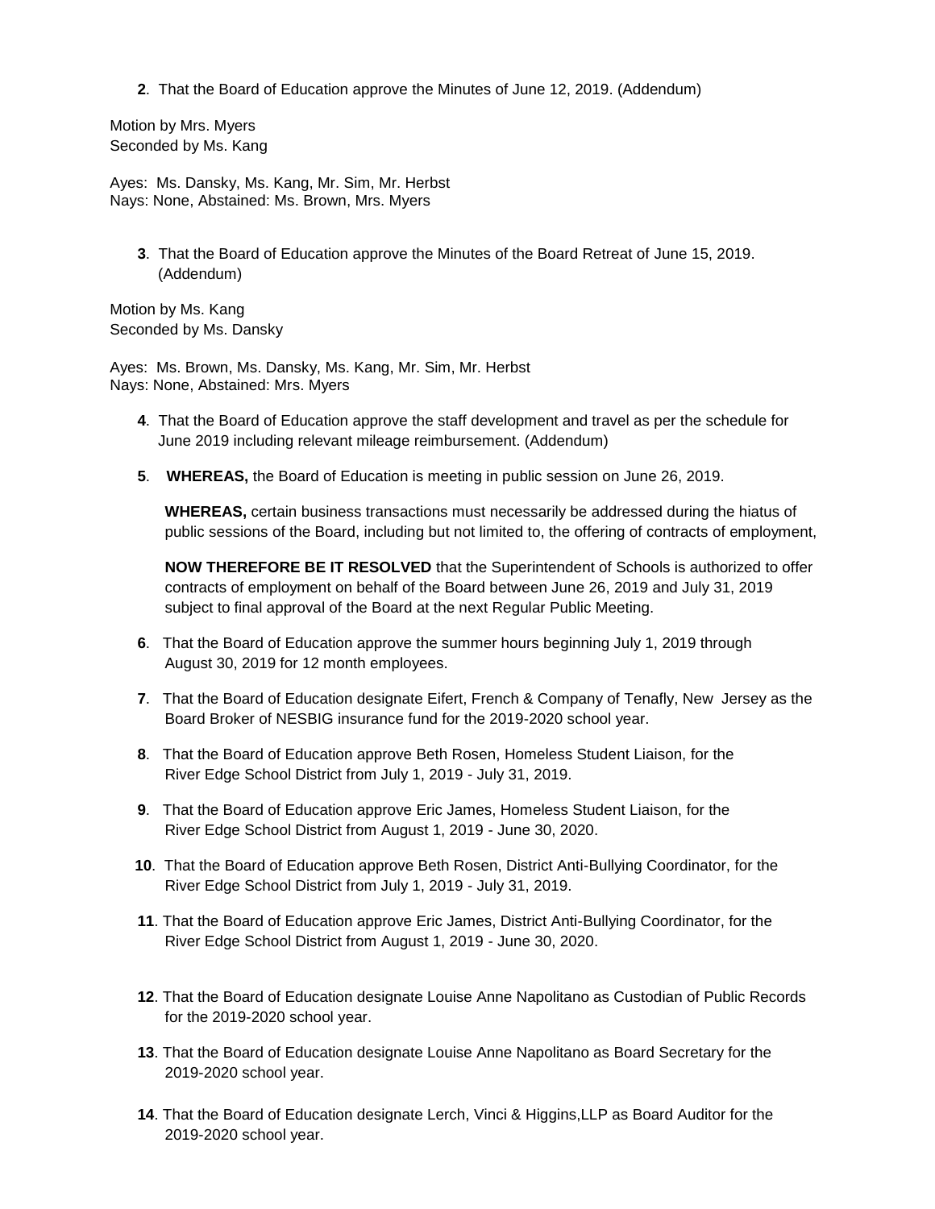**2**. That the Board of Education approve the Minutes of June 12, 2019. (Addendum)

Motion by Mrs. Myers
Seconded by Ms. Kang

Ayes: Ms. Dansky, Ms. Kang, Mr. Sim, Mr. Herbst
Nays: None, Abstained: Ms. Brown, Mrs. Myers

**3**. That the Board of Education approve the Minutes of the Board Retreat of June 15, 2019. (Addendum)

Motion by Ms. Kang
Seconded by Ms. Dansky

Ayes: Ms. Brown, Ms. Dansky, Ms. Kang, Mr. Sim, Mr. Herbst
Nays: None, Abstained: Mrs. Myers

**4**. That the Board of Education approve the staff development and travel as per the schedule for June 2019 including relevant mileage reimbursement. (Addendum)

**5**. **WHEREAS,** the Board of Education is meeting in public session on June 26, 2019.

**WHEREAS,** certain business transactions must necessarily be addressed during the hiatus of public sessions of the Board, including but not limited to, the offering of contracts of employment,

**NOW THEREFORE BE IT RESOLVED** that the Superintendent of Schools is authorized to offer contracts of employment on behalf of the Board between June 26, 2019 and July 31, 2019 subject to final approval of the Board at the next Regular Public Meeting.

**6**. That the Board of Education approve the summer hours beginning July 1, 2019 through August 30, 2019 for 12 month employees.

**7**. That the Board of Education designate Eifert, French & Company of Tenafly, New Jersey as the Board Broker of NESBIG insurance fund for the 2019-2020 school year.

**8**. That the Board of Education approve Beth Rosen, Homeless Student Liaison, for the River Edge School District from July 1, 2019 - July 31, 2019.

**9**. That the Board of Education approve Eric James, Homeless Student Liaison, for the River Edge School District from August 1, 2019 - June 30, 2020.

**10**. That the Board of Education approve Beth Rosen, District Anti-Bullying Coordinator, for the River Edge School District from July 1, 2019 - July 31, 2019.

**11**. That the Board of Education approve Eric James, District Anti-Bullying Coordinator, for the River Edge School District from August 1, 2019 - June 30, 2020.

**12**. That the Board of Education designate Louise Anne Napolitano as Custodian of Public Records for the 2019-2020 school year.

**13**. That the Board of Education designate Louise Anne Napolitano as Board Secretary for the 2019-2020 school year.

**14**. That the Board of Education designate Lerch, Vinci & Higgins,LLP as Board Auditor for the 2019-2020 school year.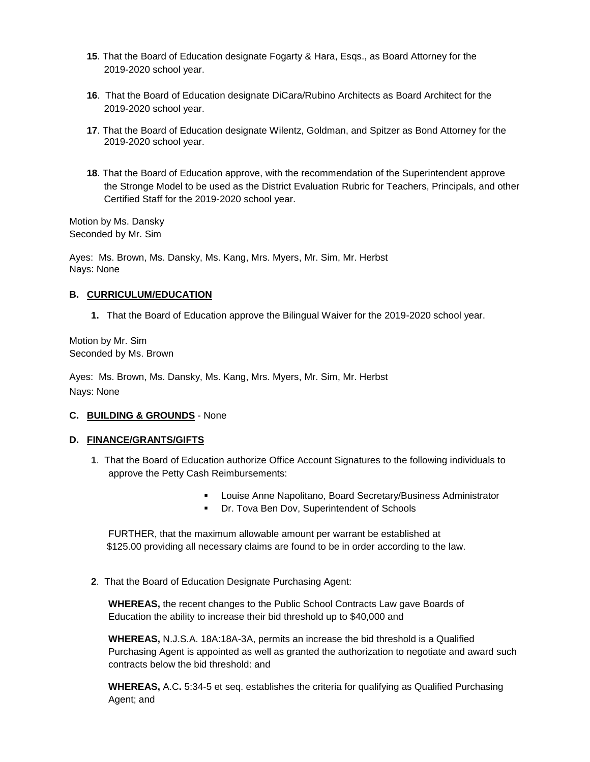**15**. That the Board of Education designate Fogarty & Hara, Esqs., as Board Attorney for the 2019-2020 school year.

**16**. That the Board of Education designate DiCara/Rubino Architects as Board Architect for the 2019-2020 school year.

**17**. That the Board of Education designate Wilentz, Goldman, and Spitzer as Bond Attorney for the 2019-2020 school year.

**18**. That the Board of Education approve, with the recommendation of the Superintendent approve the Stronge Model to be used as the District Evaluation Rubric for Teachers, Principals, and other Certified Staff for the 2019-2020 school year.

Motion by Ms. Dansky
Seconded by Mr. Sim

Ayes: Ms. Brown, Ms. Dansky, Ms. Kang, Mrs. Myers, Mr. Sim, Mr. Herbst
Nays: None

**B. CURRICULUM/EDUCATION**

**1.** That the Board of Education approve the Bilingual Waiver for the 2019-2020 school year.

Motion by Mr. Sim
Seconded by Ms. Brown

Ayes: Ms. Brown, Ms. Dansky, Ms. Kang, Mrs. Myers, Mr. Sim, Mr. Herbst
Nays: None

**C. BUILDING & GROUNDS** - None

**D. FINANCE/GRANTS/GIFTS**

**1**. That the Board of Education authorize Office Account Signatures to the following individuals to approve the Petty Cash Reimbursements:

- Louise Anne Napolitano, Board Secretary/Business Administrator
- Dr. Tova Ben Dov, Superintendent of Schools

FURTHER, that the maximum allowable amount per warrant be established at $125.00 providing all necessary claims are found to be in order according to the law.

**2**. That the Board of Education Designate Purchasing Agent:

**WHEREAS,** the recent changes to the Public School Contracts Law gave Boards of Education the ability to increase their bid threshold up to $40,000 and

**WHEREAS,** N.J.S.A. 18A:18A-3A, permits an increase the bid threshold is a Qualified Purchasing Agent is appointed as well as granted the authorization to negotiate and award such contracts below the bid threshold: and

**WHEREAS,** A.C**.** 5:34-5 et seq. establishes the criteria for qualifying as Qualified Purchasing Agent; and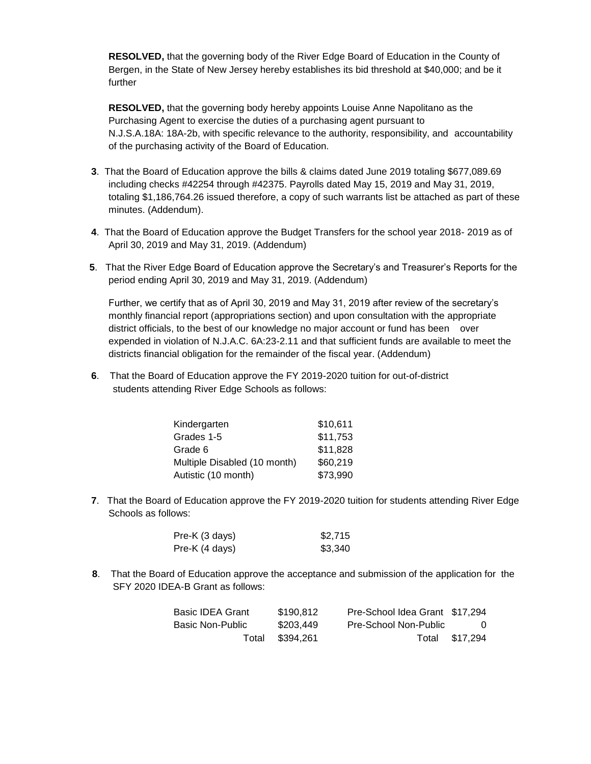**RESOLVED,** that the governing body of the River Edge Board of Education in the County of Bergen, in the State of New Jersey hereby establishes its bid threshold at $40,000; and be it further

**RESOLVED,** that the governing body hereby appoints Louise Anne Napolitano as the Purchasing Agent to exercise the duties of a purchasing agent pursuant to N.J.S.A.18A: 18A-2b, with specific relevance to the authority, responsibility, and accountability of the purchasing activity of the Board of Education.

**3**. That the Board of Education approve the bills & claims dated June 2019 totaling $677,089.69 including checks #42254 through #42375. Payrolls dated May 15, 2019 and May 31, 2019, totaling $1,186,764.26 issued therefore, a copy of such warrants list be attached as part of these minutes. (Addendum).

**4**. That the Board of Education approve the Budget Transfers for the school year 2018- 2019 as of April 30, 2019 and May 31, 2019. (Addendum)

**5**. That the River Edge Board of Education approve the Secretary's and Treasurer's Reports for the period ending April 30, 2019 and May 31, 2019. (Addendum)

Further, we certify that as of April 30, 2019 and May 31, 2019 after review of the secretary's monthly financial report (appropriations section) and upon consultation with the appropriate district officials, to the best of our knowledge no major account or fund has been over expended in violation of N.J.A.C. 6A:23-2.11 and that sufficient funds are available to meet the districts financial obligation for the remainder of the fiscal year. (Addendum)

**6**. That the Board of Education approve the FY 2019-2020 tuition for out-of-district students attending River Edge Schools as follows:

| | |
|---|---|
| Kindergarten | $10,611 |
| Grades 1-5 | $11,753 |
| Grade 6 | $11,828 |
| Multiple Disabled (10 month) | $60,219 |
| Autistic (10 month) | $73,990 |

**7**. That the Board of Education approve the FY 2019-2020 tuition for students attending River Edge Schools as follows:

| | |
|---|---|
| Pre-K (3 days) | $2,715 |
| Pre-K (4 days) | $3,340 |

**8**. That the Board of Education approve the acceptance and submission of the application for the SFY 2020 IDEA-B Grant as follows:

| | | | |
|---|---|---|---|
| Basic IDEA Grant | $190,812 | Pre-School Idea Grant | $17,294 |
| Basic Non-Public | $203,449 | Pre-School Non-Public | 0 |
| Total | $394,261 | Total | $17,294 |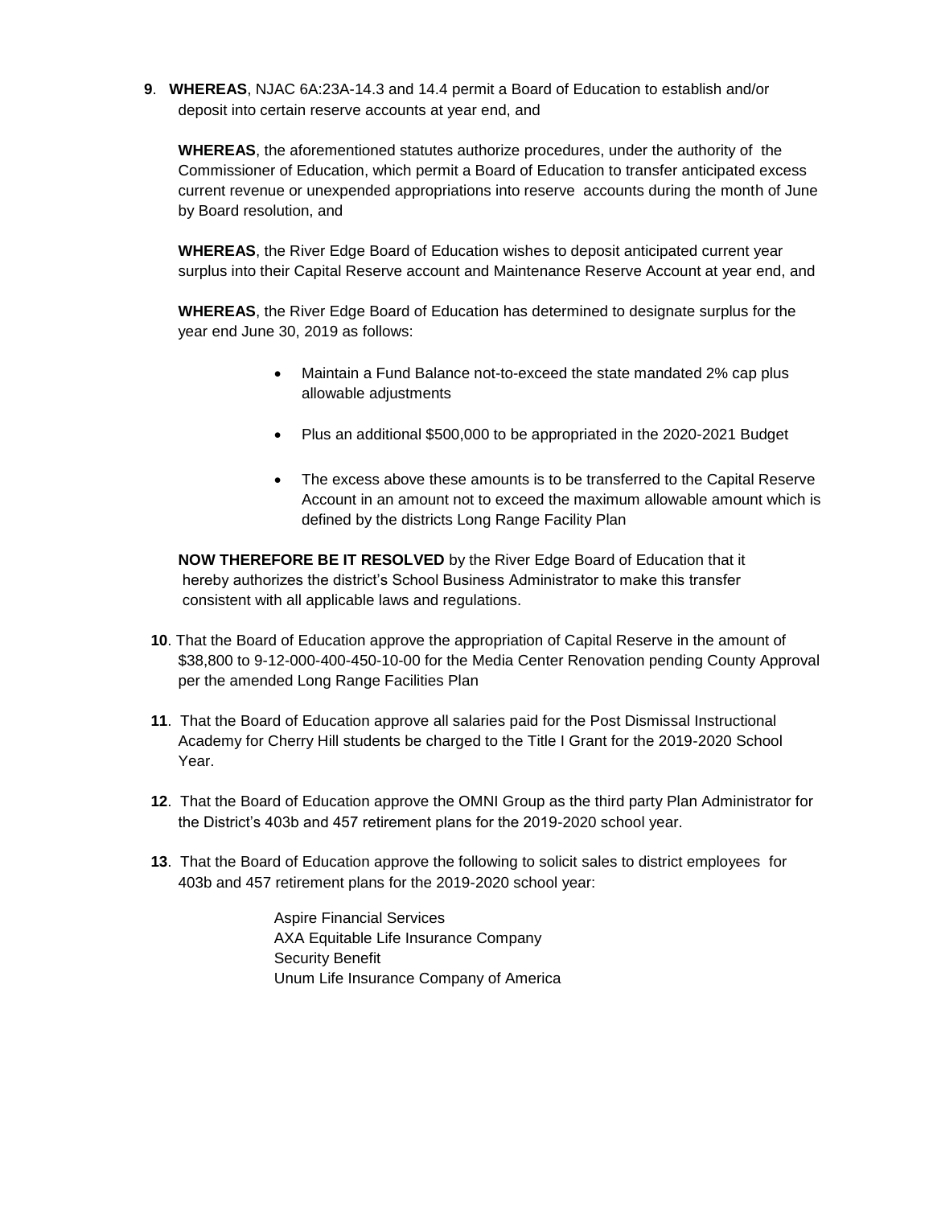**9**. **WHEREAS**, NJAC 6A:23A-14.3 and 14.4 permit a Board of Education to establish and/or deposit into certain reserve accounts at year end, and

**WHEREAS**, the aforementioned statutes authorize procedures, under the authority of the Commissioner of Education, which permit a Board of Education to transfer anticipated excess current revenue or unexpended appropriations into reserve accounts during the month of June by Board resolution, and

**WHEREAS**, the River Edge Board of Education wishes to deposit anticipated current year surplus into their Capital Reserve account and Maintenance Reserve Account at year end, and

**WHEREAS**, the River Edge Board of Education has determined to designate surplus for the year end June 30, 2019 as follows:

- Maintain a Fund Balance not-to-exceed the state mandated 2% cap plus allowable adjustments
- Plus an additional $500,000 to be appropriated in the 2020-2021 Budget
- The excess above these amounts is to be transferred to the Capital Reserve Account in an amount not to exceed the maximum allowable amount which is defined by the districts Long Range Facility Plan

**NOW THEREFORE BE IT RESOLVED** by the River Edge Board of Education that it hereby authorizes the district's School Business Administrator to make this transfer consistent with all applicable laws and regulations.

**10**. That the Board of Education approve the appropriation of Capital Reserve in the amount of $38,800 to 9-12-000-400-450-10-00 for the Media Center Renovation pending County Approval per the amended Long Range Facilities Plan

**11**. That the Board of Education approve all salaries paid for the Post Dismissal Instructional Academy for Cherry Hill students be charged to the Title I Grant for the 2019-2020 School Year.

**12**. That the Board of Education approve the OMNI Group as the third party Plan Administrator for the District's 403b and 457 retirement plans for the 2019-2020 school year.

**13**. That the Board of Education approve the following to solicit sales to district employees for 403b and 457 retirement plans for the 2019-2020 school year:

Aspire Financial Services
AXA Equitable Life Insurance Company
Security Benefit
Unum Life Insurance Company of America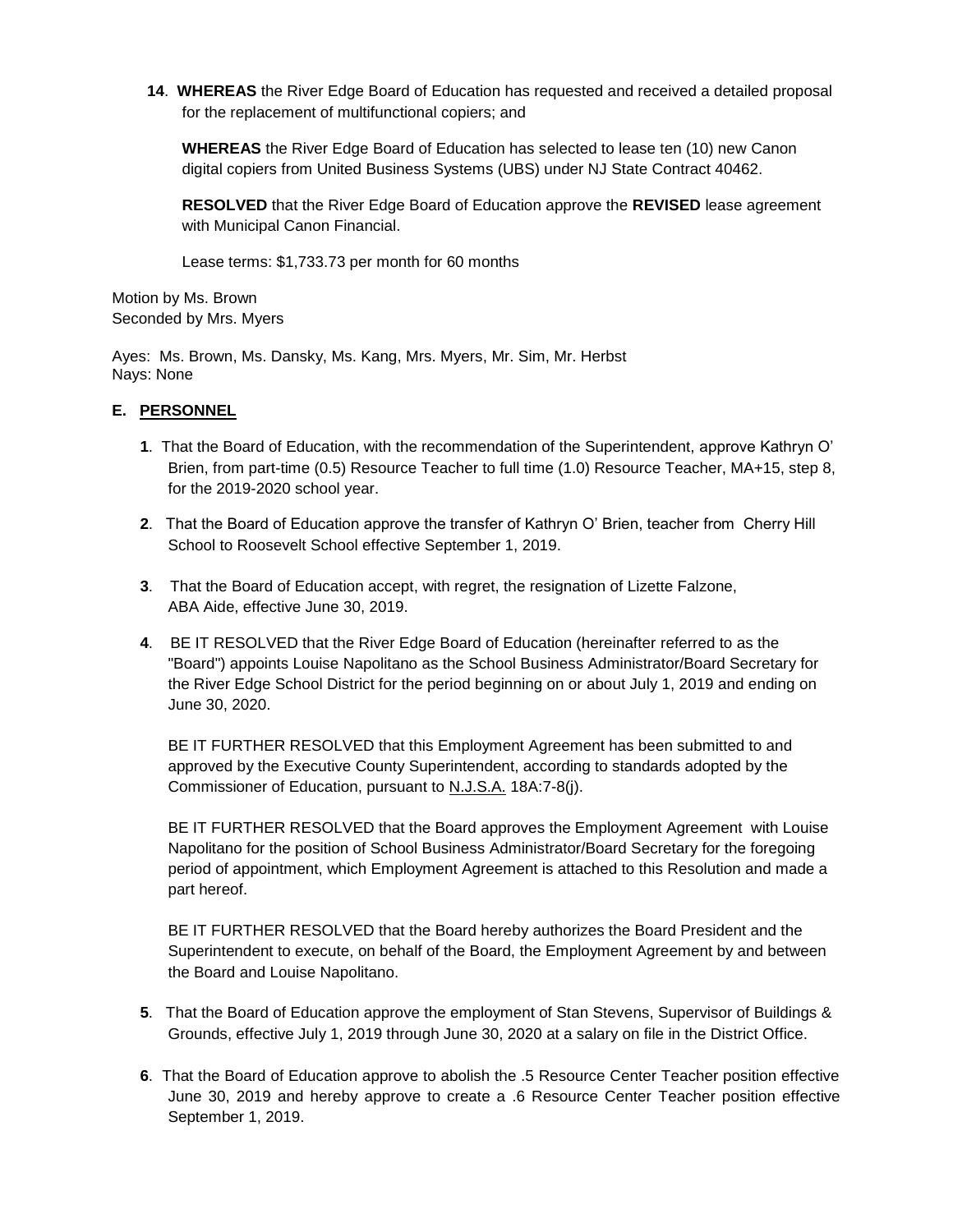**14**. **WHEREAS** the River Edge Board of Education has requested and received a detailed proposal for the replacement of multifunctional copiers; and

**WHEREAS** the River Edge Board of Education has selected to lease ten (10) new Canon digital copiers from United Business Systems (UBS) under NJ State Contract 40462.

**RESOLVED** that the River Edge Board of Education approve the **REVISED** lease agreement with Municipal Canon Financial.

Lease terms: $1,733.73 per month for 60 months

Motion by Ms. Brown
Seconded by Mrs. Myers

Ayes: Ms. Brown, Ms. Dansky, Ms. Kang, Mrs. Myers, Mr. Sim, Mr. Herbst
Nays: None

## E. PERSONNEL

**1**. That the Board of Education, with the recommendation of the Superintendent, approve Kathryn O' Brien, from part-time (0.5) Resource Teacher to full time (1.0) Resource Teacher, MA+15, step 8, for the 2019-2020 school year.

**2**. That the Board of Education approve the transfer of Kathryn O' Brien, teacher from Cherry Hill School to Roosevelt School effective September 1, 2019.

**3**. That the Board of Education accept, with regret, the resignation of Lizette Falzone, ABA Aide, effective June 30, 2019.

**4**. BE IT RESOLVED that the River Edge Board of Education (hereinafter referred to as the "Board") appoints Louise Napolitano as the School Business Administrator/Board Secretary for the River Edge School District for the period beginning on or about July 1, 2019 and ending on June 30, 2020.

BE IT FURTHER RESOLVED that this Employment Agreement has been submitted to and approved by the Executive County Superintendent, according to standards adopted by the Commissioner of Education, pursuant to N.J.S.A. 18A:7-8(j).

BE IT FURTHER RESOLVED that the Board approves the Employment Agreement with Louise Napolitano for the position of School Business Administrator/Board Secretary for the foregoing period of appointment, which Employment Agreement is attached to this Resolution and made a part hereof.

BE IT FURTHER RESOLVED that the Board hereby authorizes the Board President and the Superintendent to execute, on behalf of the Board, the Employment Agreement by and between the Board and Louise Napolitano.

**5**. That the Board of Education approve the employment of Stan Stevens, Supervisor of Buildings & Grounds, effective July 1, 2019 through June 30, 2020 at a salary on file in the District Office.

**6**. That the Board of Education approve to abolish the .5 Resource Center Teacher position effective June 30, 2019 and hereby approve to create a .6 Resource Center Teacher position effective September 1, 2019.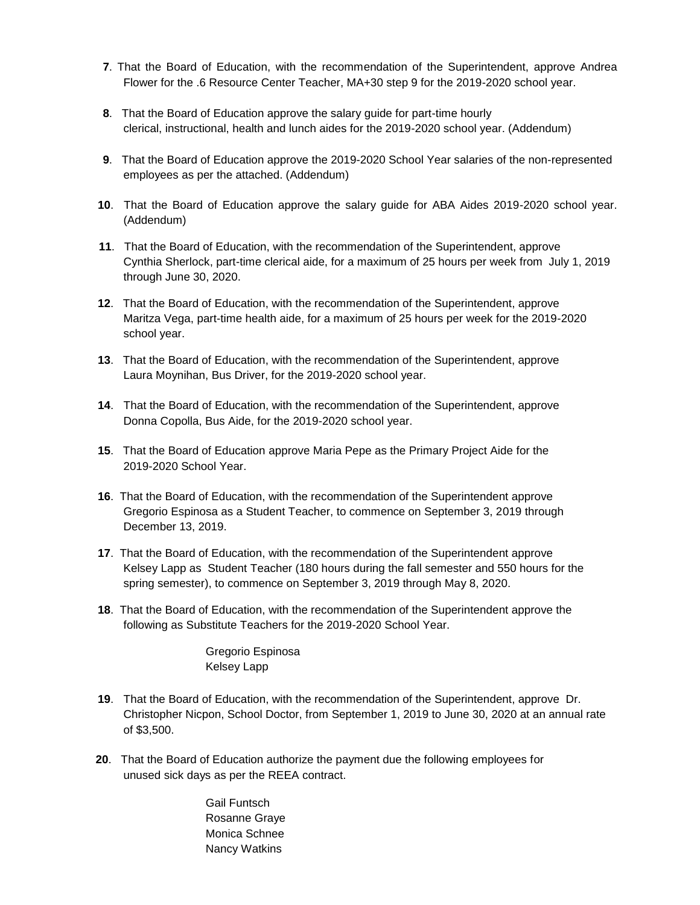**7**. That the Board of Education, with the recommendation of the Superintendent, approve Andrea Flower for the .6 Resource Center Teacher, MA+30 step 9 for the 2019-2020 school year.

**8**. That the Board of Education approve the salary guide for part-time hourly clerical, instructional, health and lunch aides for the 2019-2020 school year. (Addendum)

**9**. That the Board of Education approve the 2019-2020 School Year salaries of the non-represented employees as per the attached. (Addendum)

**10**. That the Board of Education approve the salary guide for ABA Aides 2019-2020 school year. (Addendum)

**11**. That the Board of Education, with the recommendation of the Superintendent, approve Cynthia Sherlock, part-time clerical aide, for a maximum of 25 hours per week from July 1, 2019 through June 30, 2020.

**12**. That the Board of Education, with the recommendation of the Superintendent, approve Maritza Vega, part-time health aide, for a maximum of 25 hours per week for the 2019-2020 school year.

**13**. That the Board of Education, with the recommendation of the Superintendent, approve Laura Moynihan, Bus Driver, for the 2019-2020 school year.

**14**. That the Board of Education, with the recommendation of the Superintendent, approve Donna Copolla, Bus Aide, for the 2019-2020 school year.

**15**. That the Board of Education approve Maria Pepe as the Primary Project Aide for the 2019-2020 School Year.

**16**. That the Board of Education, with the recommendation of the Superintendent approve Gregorio Espinosa as a Student Teacher, to commence on September 3, 2019 through December 13, 2019.

**17**. That the Board of Education, with the recommendation of the Superintendent approve Kelsey Lapp as Student Teacher (180 hours during the fall semester and 550 hours for the spring semester), to commence on September 3, 2019 through May 8, 2020.

**18**. That the Board of Education, with the recommendation of the Superintendent approve the following as Substitute Teachers for the 2019-2020 School Year.

Gregorio Espinosa
Kelsey Lapp

**19**. That the Board of Education, with the recommendation of the Superintendent, approve Dr. Christopher Nicpon, School Doctor, from September 1, 2019 to June 30, 2020 at an annual rate of $3,500.

**20**. That the Board of Education authorize the payment due the following employees for unused sick days as per the REEA contract.

Gail Funtsch
Rosanne Graye
Monica Schnee
Nancy Watkins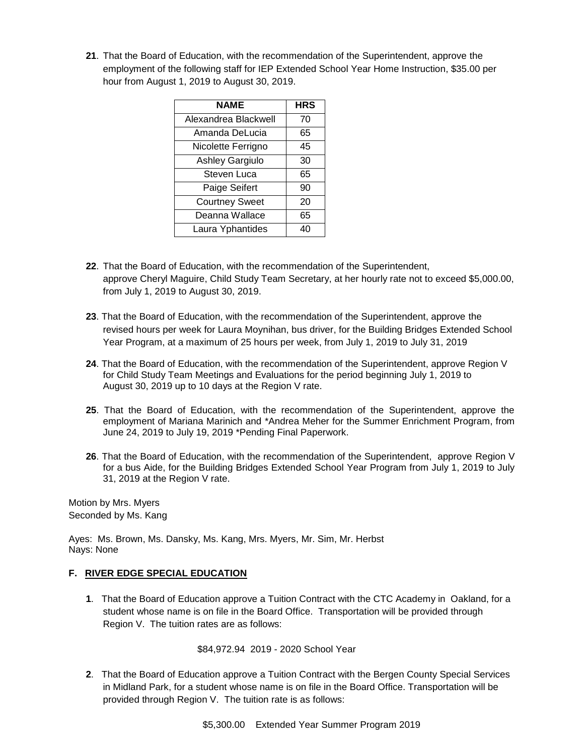**21**. That the Board of Education, with the recommendation of the Superintendent, approve the employment of the following staff for IEP Extended School Year Home Instruction, $35.00 per hour from August 1, 2019 to August 30, 2019.

| NAME | HRS |
|---|---|
| Alexandrea Blackwell | 70 |
| Amanda DeLucia | 65 |
| Nicolette Ferrigno | 45 |
| Ashley Gargiulo | 30 |
| Steven Luca | 65 |
| Paige Seifert | 90 |
| Courtney Sweet | 20 |
| Deanna Wallace | 65 |
| Laura Yphantides | 40 |

**22**. That the Board of Education, with the recommendation of the Superintendent, approve Cheryl Maguire, Child Study Team Secretary, at her hourly rate not to exceed $5,000.00, from July 1, 2019 to August 30, 2019.

**23**. That the Board of Education, with the recommendation of the Superintendent, approve the revised hours per week for Laura Moynihan, bus driver, for the Building Bridges Extended School Year Program, at a maximum of 25 hours per week, from July 1, 2019 to July 31, 2019

**24**. That the Board of Education, with the recommendation of the Superintendent, approve Region V for Child Study Team Meetings and Evaluations for the period beginning July 1, 2019 to August 30, 2019 up to 10 days at the Region V rate.

**25**. That the Board of Education, with the recommendation of the Superintendent, approve the employment of Mariana Marinich and *Andrea Meher for the Summer Enrichment Program, from June 24, 2019 to July 19, 2019 *Pending Final Paperwork.

**26**. That the Board of Education, with the recommendation of the Superintendent, approve Region V for a bus Aide, for the Building Bridges Extended School Year Program from July 1, 2019 to July 31, 2019 at the Region V rate.

Motion by Mrs. Myers
Seconded by Ms. Kang

Ayes: Ms. Brown, Ms. Dansky, Ms. Kang, Mrs. Myers, Mr. Sim, Mr. Herbst
Nays: None

**F. RIVER EDGE SPECIAL EDUCATION**

**1**. That the Board of Education approve a Tuition Contract with the CTC Academy in Oakland, for a student whose name is on file in the Board Office. Transportation will be provided through Region V. The tuition rates are as follows:

$84,972.94 2019 - 2020 School Year

**2**. That the Board of Education approve a Tuition Contract with the Bergen County Special Services in Midland Park, for a student whose name is on file in the Board Office. Transportation will be provided through Region V. The tuition rate is as follows:

$5,300.00 Extended Year Summer Program 2019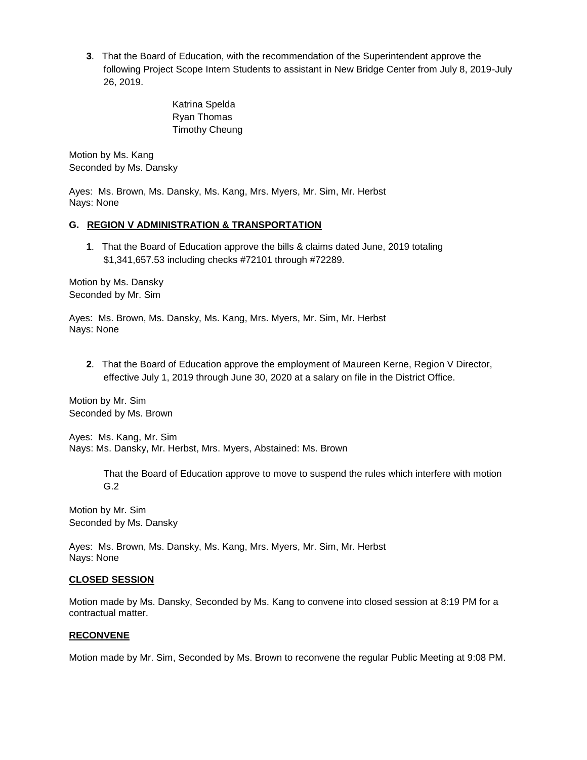**3**. That the Board of Education, with the recommendation of the Superintendent approve the following Project Scope Intern Students to assistant in New Bridge Center from July 8, 2019-July 26, 2019.

Katrina Spelda
Ryan Thomas
Timothy Cheung

Motion by Ms. Kang
Seconded by Ms. Dansky

Ayes: Ms. Brown, Ms. Dansky, Ms. Kang, Mrs. Myers, Mr. Sim, Mr. Herbst
Nays: None

**G. <u>REGION V ADMINISTRATION & TRANSPORTATION</u>**

**1**. That the Board of Education approve the bills & claims dated June, 2019 totaling $1,341,657.53 including checks #72101 through #72289.

Motion by Ms. Dansky
Seconded by Mr. Sim

Ayes: Ms. Brown, Ms. Dansky, Ms. Kang, Mrs. Myers, Mr. Sim, Mr. Herbst
Nays: None

**2**. That the Board of Education approve the employment of Maureen Kerne, Region V Director, effective July 1, 2019 through June 30, 2020 at a salary on file in the District Office.

Motion by Mr. Sim
Seconded by Ms. Brown

Ayes: Ms. Kang, Mr. Sim
Nays: Ms. Dansky, Mr. Herbst, Mrs. Myers, Abstained: Ms. Brown

That the Board of Education approve to move to suspend the rules which interfere with motion G.2

Motion by Mr. Sim
Seconded by Ms. Dansky

Ayes: Ms. Brown, Ms. Dansky, Ms. Kang, Mrs. Myers, Mr. Sim, Mr. Herbst
Nays: None

**<u>CLOSED SESSION</u>**

Motion made by Ms. Dansky, Seconded by Ms. Kang to convene into closed session at 8:19 PM for a contractual matter.

**<u>RECONVENE</u>**

Motion made by Mr. Sim, Seconded by Ms. Brown to reconvene the regular Public Meeting at 9:08 PM.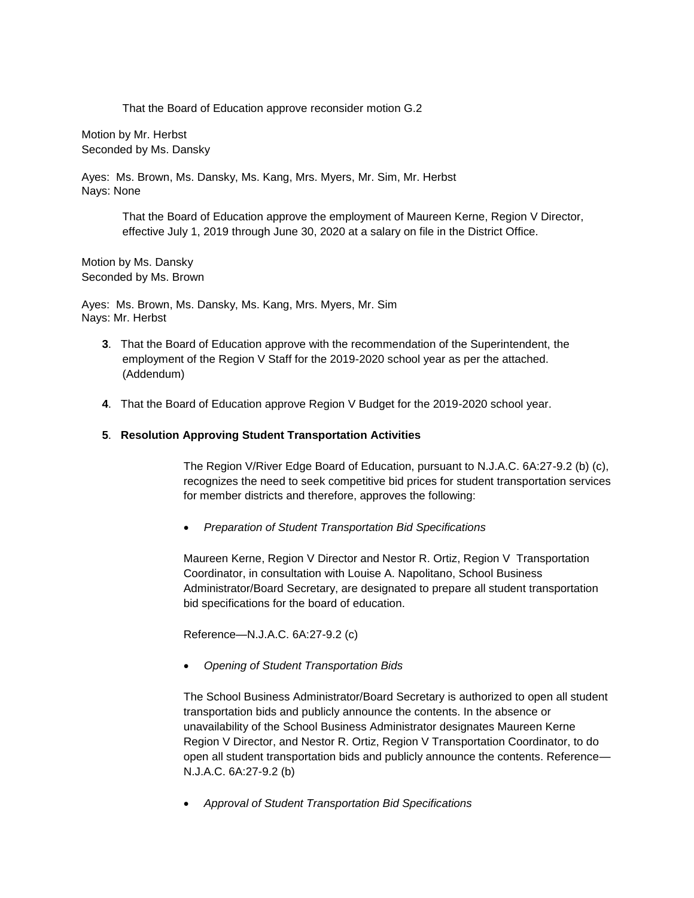That the Board of Education approve reconsider motion G.2

Motion by Mr. Herbst
Seconded by Ms. Dansky

Ayes: Ms. Brown, Ms. Dansky, Ms. Kang, Mrs. Myers, Mr. Sim, Mr. Herbst
Nays: None

That the Board of Education approve the employment of Maureen Kerne, Region V Director, effective July 1, 2019 through June 30, 2020 at a salary on file in the District Office.

Motion by Ms. Dansky
Seconded by Ms. Brown

Ayes: Ms. Brown, Ms. Dansky, Ms. Kang, Mrs. Myers, Mr. Sim
Nays: Mr. Herbst

**3**. That the Board of Education approve with the recommendation of the Superintendent, the employment of the Region V Staff for the 2019-2020 school year as per the attached. (Addendum)

**4**. That the Board of Education approve Region V Budget for the 2019-2020 school year.

**5**. **Resolution Approving Student Transportation Activities**

The Region V/River Edge Board of Education, pursuant to N.J.A.C. 6A:27-9.2 (b) (c), recognizes the need to seek competitive bid prices for student transportation services for member districts and therefore, approves the following:

- *Preparation of Student Transportation Bid Specifications*

Maureen Kerne, Region V Director and Nestor R. Ortiz, Region V Transportation Coordinator, in consultation with Louise A. Napolitano, School Business Administrator/Board Secretary, are designated to prepare all student transportation bid specifications for the board of education.

Reference—N.J.A.C. 6A:27-9.2 (c)

- *Opening of Student Transportation Bids*

The School Business Administrator/Board Secretary is authorized to open all student transportation bids and publicly announce the contents. In the absence or unavailability of the School Business Administrator designates Maureen Kerne Region V Director, and Nestor R. Ortiz, Region V Transportation Coordinator, to do open all student transportation bids and publicly announce the contents. Reference—N.J.A.C. 6A:27-9.2 (b)

- *Approval of Student Transportation Bid Specifications*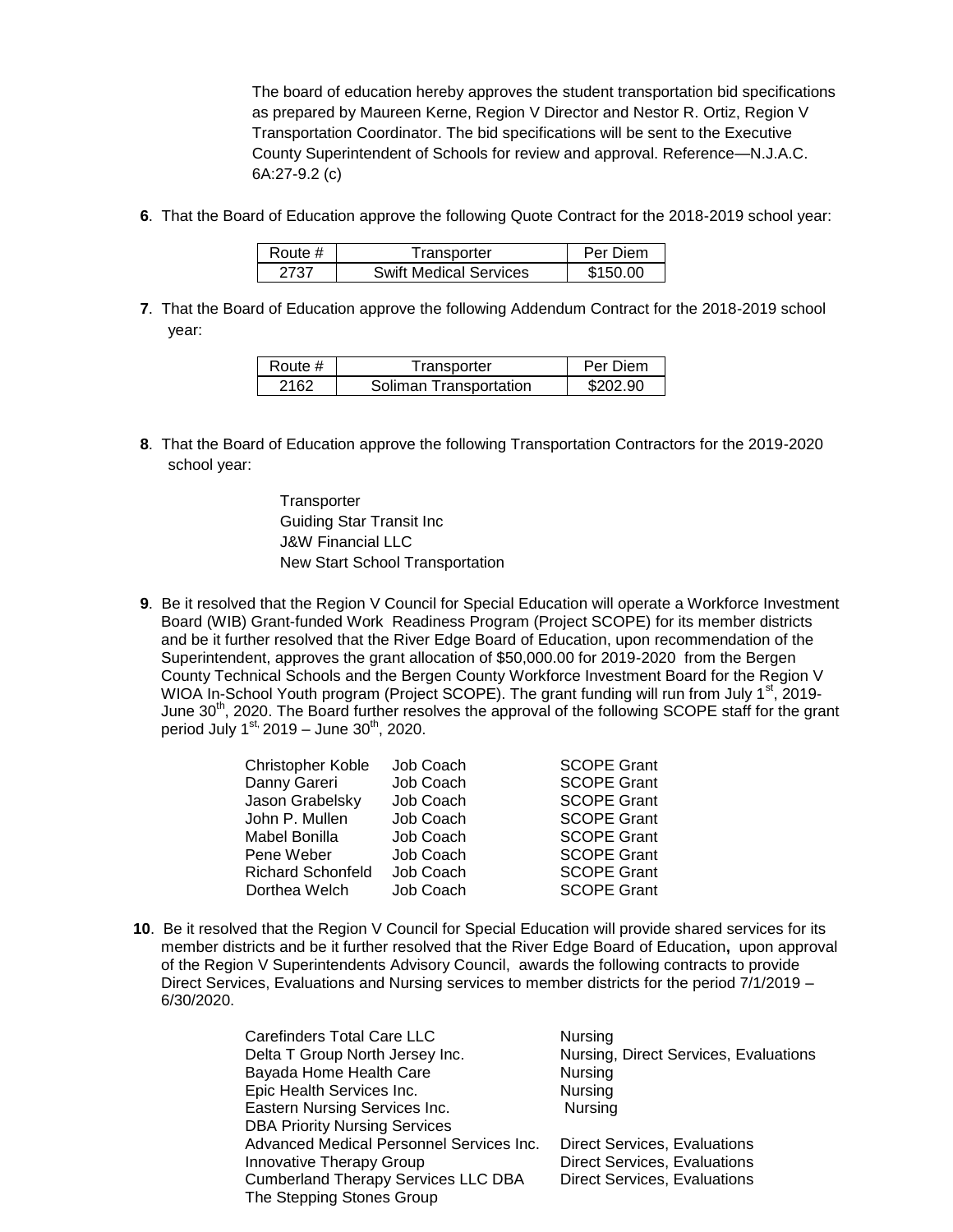The board of education hereby approves the student transportation bid specifications as prepared by Maureen Kerne, Region V Director and Nestor R. Ortiz, Region V Transportation Coordinator. The bid specifications will be sent to the Executive County Superintendent of Schools for review and approval. Reference—N.J.A.C. 6A:27-9.2 (c)

**6**. That the Board of Education approve the following Quote Contract for the 2018-2019 school year:

| Route # | Transporter | Per Diem |
|---|---|---|
| 2737 | Swift Medical Services | \$150.00 |

**7**. That the Board of Education approve the following Addendum Contract for the 2018-2019 school year:

| Route # | Transporter | Per Diem |
|---|---|---|
| 2162 | Soliman Transportation | \$202.90 |

**8**. That the Board of Education approve the following Transportation Contractors for the 2019-2020 school year:

Transporter
Guiding Star Transit Inc
J&W Financial LLC
New Start School Transportation

**9**. Be it resolved that the Region V Council for Special Education will operate a Workforce Investment Board (WIB) Grant-funded Work Readiness Program (Project SCOPE) for its member districts and be it further resolved that the River Edge Board of Education, upon recommendation of the Superintendent, approves the grant allocation of \$50,000.00 for 2019-2020 from the Bergen County Technical Schools and the Bergen County Workforce Investment Board for the Region V WIOA In-School Youth program (Project SCOPE). The grant funding will run from July 1st, 2019-June 30th, 2020. The Board further resolves the approval of the following SCOPE staff for the grant period July 1st, 2019 – June 30th, 2020.

| | | |
|---|---|---|
| Christopher Koble | Job Coach | SCOPE Grant |
| Danny Gareri | Job Coach | SCOPE Grant |
| Jason Grabelsky | Job Coach | SCOPE Grant |
| John P. Mullen | Job Coach | SCOPE Grant |
| Mabel Bonilla | Job Coach | SCOPE Grant |
| Pene Weber | Job Coach | SCOPE Grant |
| Richard Schonfeld | Job Coach | SCOPE Grant |
| Dorthea Welch | Job Coach | SCOPE Grant |

**10**. Be it resolved that the Region V Council for Special Education will provide shared services for its member districts and be it further resolved that the River Edge Board of Education**,** upon approval of the Region V Superintendents Advisory Council, awards the following contracts to provide Direct Services, Evaluations and Nursing services to member districts for the period 7/1/2019 – 6/30/2020.

| | |
|---|---|
| Carefinders Total Care LLC | Nursing |
| Delta T Group North Jersey Inc. | Nursing, Direct Services, Evaluations |
| Bayada Home Health Care | Nursing |
| Epic Health Services Inc. | Nursing |
| Eastern Nursing Services Inc. DBA Priority Nursing Services | Nursing |
| Advanced Medical Personnel Services Inc. | Direct Services, Evaluations |
| Innovative Therapy Group | Direct Services, Evaluations |
| Cumberland Therapy Services LLC DBA The Stepping Stones Group | Direct Services, Evaluations |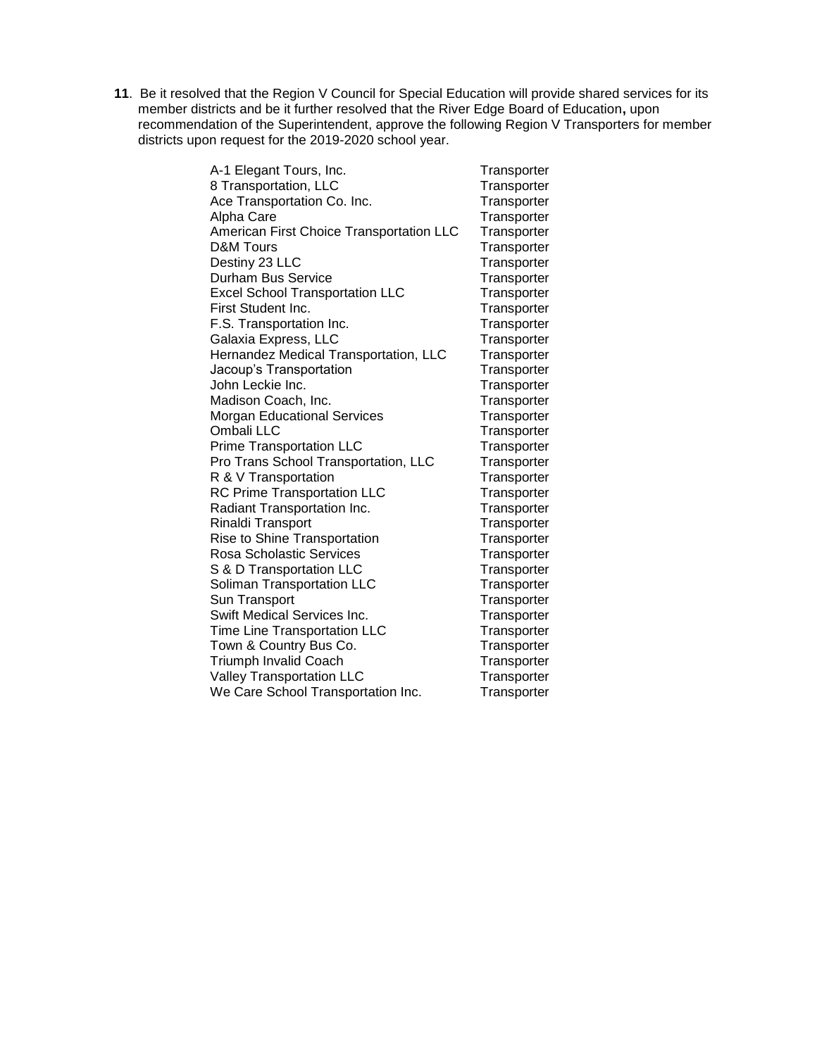**11**. Be it resolved that the Region V Council for Special Education will provide shared services for its member districts and be it further resolved that the River Edge Board of Education**,** upon recommendation of the Superintendent, approve the following Region V Transporters for member districts upon request for the 2019-2020 school year.

| | |
|---|---|
| A-1 Elegant Tours, Inc. | Transporter |
| 8 Transportation, LLC | Transporter |
| Ace Transportation Co. Inc. | Transporter |
| Alpha Care | Transporter |
| American First Choice Transportation LLC | Transporter |
| D&M Tours | Transporter |
| Destiny 23 LLC | Transporter |
| Durham Bus Service | Transporter |
| Excel School Transportation LLC | Transporter |
| First Student Inc. | Transporter |
| F.S. Transportation Inc. | Transporter |
| Galaxia Express, LLC | Transporter |
| Hernandez Medical Transportation, LLC | Transporter |
| Jacoup's Transportation | Transporter |
| John Leckie Inc. | Transporter |
| Madison Coach, Inc. | Transporter |
| Morgan Educational Services | Transporter |
| Ombali LLC | Transporter |
| Prime Transportation LLC | Transporter |
| Pro Trans School Transportation, LLC | Transporter |
| R & V Transportation | Transporter |
| RC Prime Transportation LLC | Transporter |
| Radiant Transportation Inc. | Transporter |
| Rinaldi Transport | Transporter |
| Rise to Shine Transportation | Transporter |
| Rosa Scholastic Services | Transporter |
| S & D Transportation LLC | Transporter |
| Soliman Transportation LLC | Transporter |
| Sun Transport | Transporter |
| Swift Medical Services Inc. | Transporter |
| Time Line Transportation LLC | Transporter |
| Town & Country Bus Co. | Transporter |
| Triumph Invalid Coach | Transporter |
| Valley Transportation LLC | Transporter |
| We Care School Transportation Inc. | Transporter |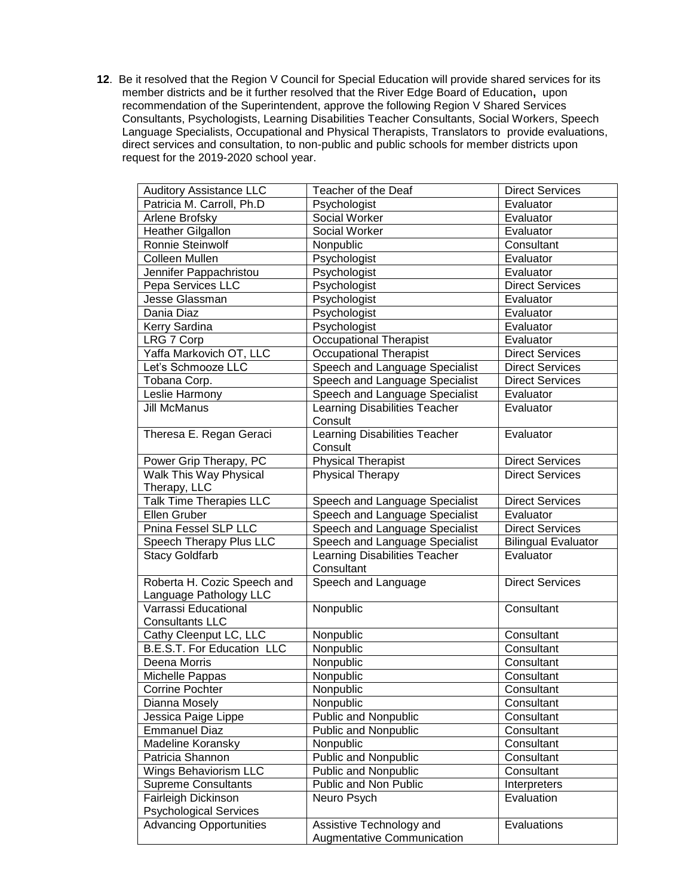**12**. Be it resolved that the Region V Council for Special Education will provide shared services for its member districts and be it further resolved that the River Edge Board of Education**,** upon recommendation of the Superintendent, approve the following Region V Shared Services Consultants, Psychologists, Learning Disabilities Teacher Consultants, Social Workers, Speech Language Specialists, Occupational and Physical Therapists, Translators to provide evaluations, direct services and consultation, to non-public and public schools for member districts upon request for the 2019-2020 school year.

| Auditory Assistance LLC | Teacher of the Deaf | Direct Services |
|---|---|---|
| Patricia M. Carroll, Ph.D | Psychologist | Evaluator |
| Arlene Brofsky | Social Worker | Evaluator |
| Heather Gilgallon | Social Worker | Evaluator |
| Ronnie Steinwolf | Nonpublic | Consultant |
| Colleen Mullen | Psychologist | Evaluator |
| Jennifer Pappachristou | Psychologist | Evaluator |
| Pepa Services LLC | Psychologist | Direct Services |
| Jesse Glassman | Psychologist | Evaluator |
| Dania Diaz | Psychologist | Evaluator |
| Kerry Sardina | Psychologist | Evaluator |
| LRG 7 Corp | Occupational Therapist | Evaluator |
| Yaffa Markovich OT, LLC | Occupational Therapist | Direct Services |
| Let's Schmooze LLC | Speech and Language Specialist | Direct Services |
| Tobana Corp. | Speech and Language Specialist | Direct Services |
| Leslie Harmony | Speech and Language Specialist | Evaluator |
| Jill McManus | Learning Disabilities Teacher Consult | Evaluator |
| Theresa E. Regan Geraci | Learning Disabilities Teacher Consult | Evaluator |
| Power Grip Therapy, PC | Physical Therapist | Direct Services |
| Walk This Way Physical Therapy, LLC | Physical Therapy | Direct Services |
| Talk Time Therapies LLC | Speech and Language Specialist | Direct Services |
| Ellen Gruber | Speech and Language Specialist | Evaluator |
| Pnina Fessel SLP LLC | Speech and Language Specialist | Direct Services |
| Speech Therapy Plus LLC | Speech and Language Specialist | Bilingual Evaluator |
| Stacy Goldfarb | Learning Disabilities Teacher Consultant | Evaluator |
| Roberta H. Cozic Speech and Language Pathology LLC | Speech and Language | Direct Services |
| Varrassi Educational Consultants LLC | Nonpublic | Consultant |
| Cathy Cleenput LC, LLC | Nonpublic | Consultant |
| B.E.S.T. For Education LLC | Nonpublic | Consultant |
| Deena Morris | Nonpublic | Consultant |
| Michelle Pappas | Nonpublic | Consultant |
| Corrine Pochter | Nonpublic | Consultant |
| Dianna Mosely | Nonpublic | Consultant |
| Jessica Paige Lippe | Public and Nonpublic | Consultant |
| Emmanuel Diaz | Public and Nonpublic | Consultant |
| Madeline Koransky | Nonpublic | Consultant |
| Patricia Shannon | Public and Nonpublic | Consultant |
| Wings Behaviorism LLC | Public and Nonpublic | Consultant |
| Supreme Consultants | Public and Non Public | Interpreters |
| Fairleigh Dickinson Psychological Services | Neuro Psych | Evaluation |
| Advancing Opportunities | Assistive Technology and Augmentative Communication | Evaluations |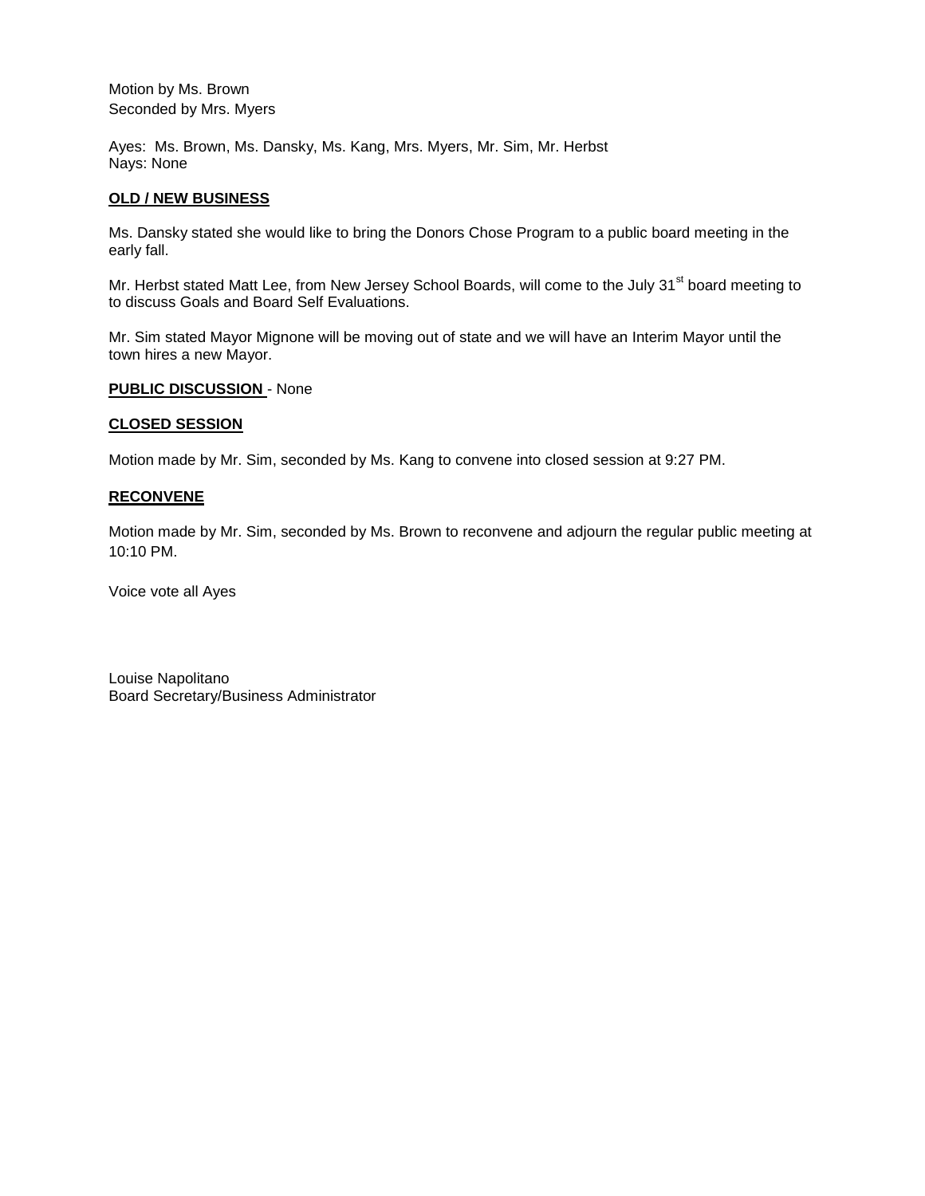Motion by Ms. Brown
Seconded by Mrs. Myers

Ayes: Ms. Brown, Ms. Dansky, Ms. Kang, Mrs. Myers, Mr. Sim, Mr. Herbst
Nays: None

**OLD / NEW BUSINESS**

Ms. Dansky stated she would like to bring the Donors Chose Program to a public board meeting in the early fall.

Mr. Herbst stated Matt Lee, from New Jersey School Boards, will come to the July 31st board meeting to to discuss Goals and Board Self Evaluations.

Mr. Sim stated Mayor Mignone will be moving out of state and we will have an Interim Mayor until the town hires a new Mayor.

**PUBLIC DISCUSSION** - None

**CLOSED SESSION**

Motion made by Mr. Sim, seconded by Ms. Kang to convene into closed session at 9:27 PM.

**RECONVENE**

Motion made by Mr. Sim, seconded by Ms. Brown to reconvene and adjourn the regular public meeting at 10:10 PM.

Voice vote all Ayes

Louise Napolitano
Board Secretary/Business Administrator